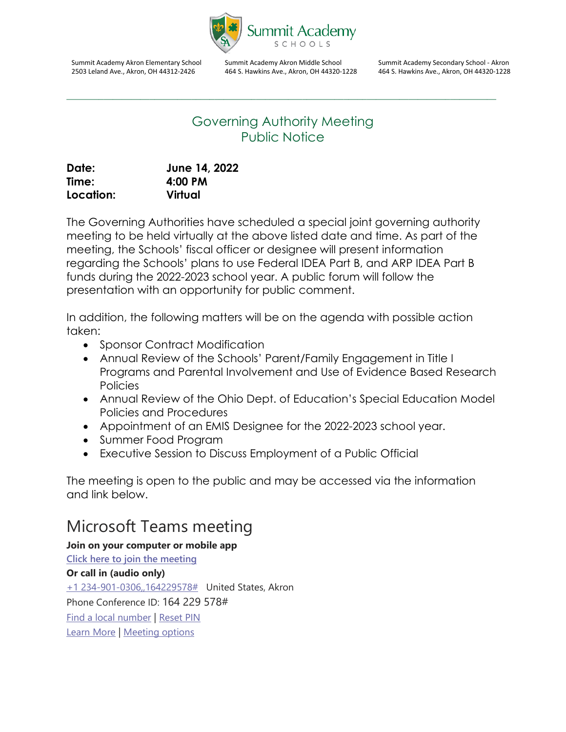Summit Academy SCHOOLS

Summit Academy Akron Elementary School
2503 Leland Ave., Akron, OH 44312-2426

Summit Academy Akron Middle School
464 S. Hawkins Ave., Akron, OH 44320-1228

Summit Academy Secondary School - Akron
464 S. Hawkins Ave., Akron, OH 44320-1228

---

# Governing Authority Meeting
# Public Notice

| | |
|---|---|
| **Date:** | **June 14, 2022** |
| **Time:** | **4:00 PM** |
| **Location:** | **Virtual** |

The Governing Authorities have scheduled a special joint governing authority meeting to be held virtually at the above listed date and time. As part of the meeting, the Schools' fiscal officer or designee will present information regarding the Schools' plans to use Federal IDEA Part B, and ARP IDEA Part B funds during the 2022-2023 school year. A public forum will follow the presentation with an opportunity for public comment.

In addition, the following matters will be on the agenda with possible action taken:

- Sponsor Contract Modification
- Annual Review of the Schools' Parent/Family Engagement in Title I Programs and Parental Involvement and Use of Evidence Based Research Policies
- Annual Review of the Ohio Dept. of Education's Special Education Model Policies and Procedures
- Appointment of an EMIS Designee for the 2022-2023 school year.
- Summer Food Program
- Executive Session to Discuss Employment of a Public Official

The meeting is open to the public and may be accessed via the information and link below.

## Microsoft Teams meeting

**Join on your computer or mobile app**

Click here to join the meeting

**Or call in (audio only)**

+1 234-901-0306,,164229578# United States, Akron

Phone Conference ID: 164 229 578#

Find a local number | Reset PIN

Learn More | Meeting options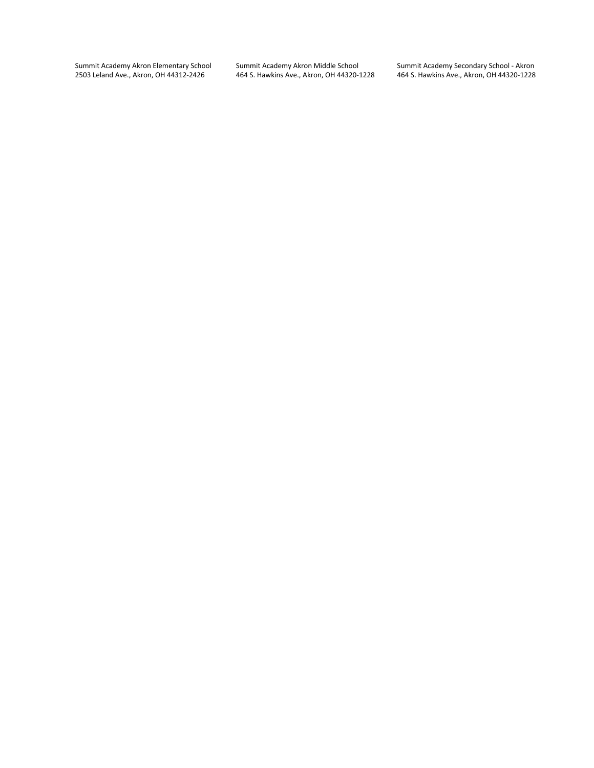Summit Academy Akron Elementary School
2503 Leland Ave., Akron, OH 44312-2426

Summit Academy Akron Middle School
464 S. Hawkins Ave., Akron, OH 44320-1228

Summit Academy Secondary School - Akron
464 S. Hawkins Ave., Akron, OH 44320-1228